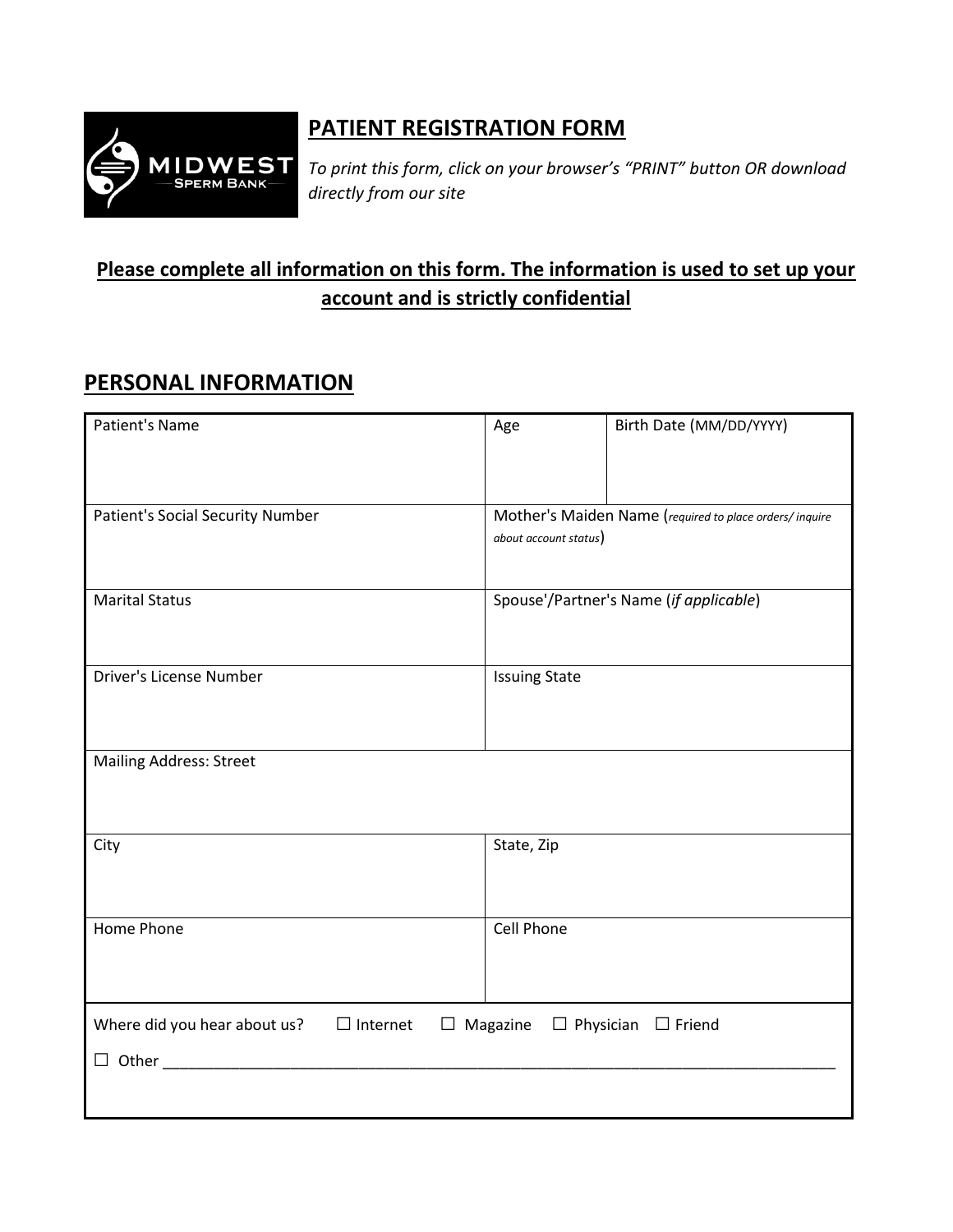## PATIENT REGISTRATION FORM

*To print this form, click on your browser's "PRINT" button OR download directly from our site*

**Please complete all information on this form. The information is used to set up your account and is strictly confidential**

## PERSONAL INFORMATION

| Patient's Name | Age | Birth Date (MM/DD/YYYY) |
|---|---|---|
| Patient's Social Security Number | Mother's Maiden Name (*required to place orders/ inquire about account status*) | |
| Marital Status | Spouse'/Partner's Name (*if applicable*) | |
| Driver's License Number | Issuing State | |
| Mailing Address: Street | | |
| City | State, Zip | |
| Home Phone | Cell Phone | |

Where did you hear about us? ☐ Internet ☐ Magazine ☐ Physician ☐ Friend

☐ Other ________________________________________________________________________________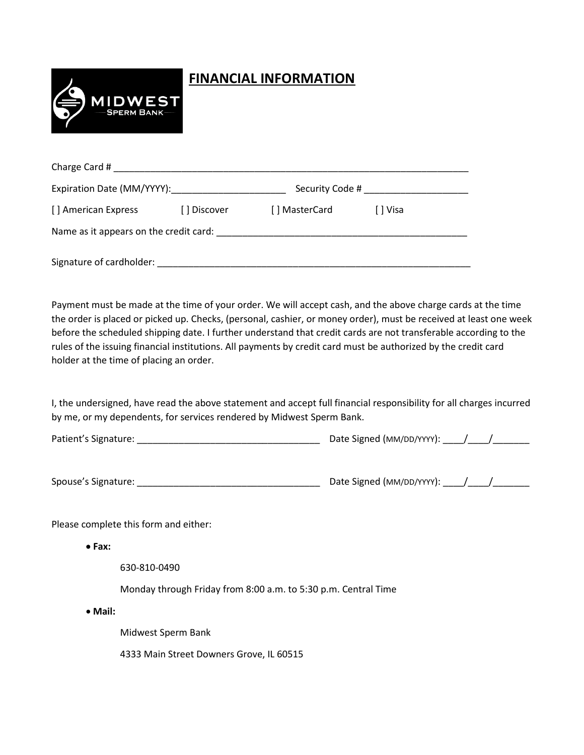MIDWEST
SPERM BANK

# FINANCIAL INFORMATION

Charge Card # ______________________________________________________________________

Expiration Date (MM/YYYY):______________________ Security Code # ____________________

[ ] American Express [ ] Discover [ ] MasterCard [ ] Visa

Name as it appears on the credit card: __________________________________________________

Signature of cardholder: ______________________________________________________________

Payment must be made at the time of your order. We will accept cash, and the above charge cards at the time the order is placed or picked up. Checks, (personal, cashier, or money order), must be received at least one week before the scheduled shipping date. I further understand that credit cards are not transferable according to the rules of the issuing financial institutions. All payments by credit card must be authorized by the credit card holder at the time of placing an order.

I, the undersigned, have read the above statement and accept full financial responsibility for all charges incurred by me, or my dependents, for services rendered by Midwest Sperm Bank.

Patient's Signature: ___________________________________ Date Signed (MM/DD/YYYY): ____/____/_______

Spouse's Signature: ___________________________________ Date Signed (MM/DD/YYYY): ____/____/_______

Please complete this form and either:

- **Fax:**

  630-810-0490

  Monday through Friday from 8:00 a.m. to 5:30 p.m. Central Time

- **Mail:**

  Midwest Sperm Bank

  4333 Main Street Downers Grove, IL 60515